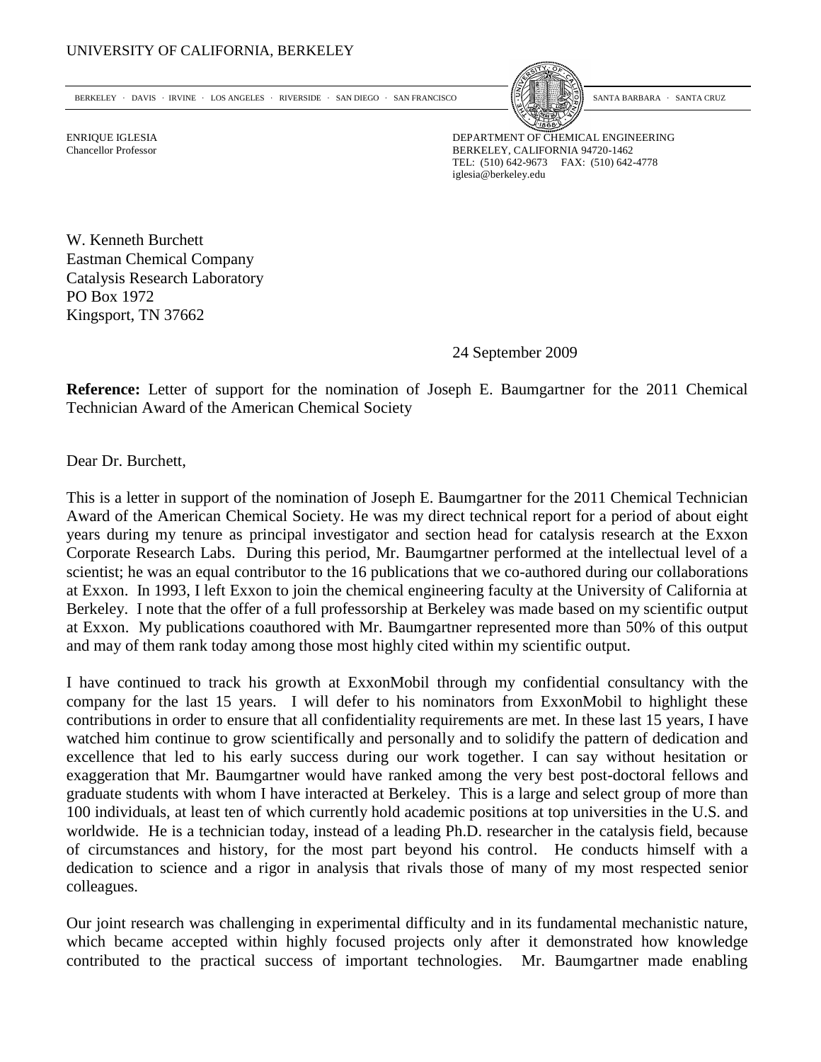UNIVERSITY OF CALIFORNIA, BERKELEY

BERKELEY · DAVIS · IRVINE · LOS ANGELES · RIVERSIDE · SAN DIEGO · SAN FRANCISCO SANTA BARBARA · SANTA CRUZ

ENRIQUE IGLESIA
Chancellor Professor

DEPARTMENT OF CHEMICAL ENGINEERING
BERKELEY, CALIFORNIA 94720-1462
TEL: (510) 642-9673 FAX: (510) 642-4778
iglesia@berkeley.edu

W. Kenneth Burchett
Eastman Chemical Company
Catalysis Research Laboratory
PO Box 1972
Kingsport, TN 37662

24 September 2009

**Reference:** Letter of support for the nomination of Joseph E. Baumgartner for the 2011 Chemical Technician Award of the American Chemical Society

Dear Dr. Burchett,

This is a letter in support of the nomination of Joseph E. Baumgartner for the 2011 Chemical Technician Award of the American Chemical Society. He was my direct technical report for a period of about eight years during my tenure as principal investigator and section head for catalysis research at the Exxon Corporate Research Labs. During this period, Mr. Baumgartner performed at the intellectual level of a scientist; he was an equal contributor to the 16 publications that we co-authored during our collaborations at Exxon. In 1993, I left Exxon to join the chemical engineering faculty at the University of California at Berkeley. I note that the offer of a full professorship at Berkeley was made based on my scientific output at Exxon. My publications coauthored with Mr. Baumgartner represented more than 50% of this output and may of them rank today among those most highly cited within my scientific output.

I have continued to track his growth at ExxonMobil through my confidential consultancy with the company for the last 15 years. I will defer to his nominators from ExxonMobil to highlight these contributions in order to ensure that all confidentiality requirements are met. In these last 15 years, I have watched him continue to grow scientifically and personally and to solidify the pattern of dedication and excellence that led to his early success during our work together. I can say without hesitation or exaggeration that Mr. Baumgartner would have ranked among the very best post-doctoral fellows and graduate students with whom I have interacted at Berkeley. This is a large and select group of more than 100 individuals, at least ten of which currently hold academic positions at top universities in the U.S. and worldwide. He is a technician today, instead of a leading Ph.D. researcher in the catalysis field, because of circumstances and history, for the most part beyond his control. He conducts himself with a dedication to science and a rigor in analysis that rivals those of many of my most respected senior colleagues.

Our joint research was challenging in experimental difficulty and in its fundamental mechanistic nature, which became accepted within highly focused projects only after it demonstrated how knowledge contributed to the practical success of important technologies. Mr. Baumgartner made enabling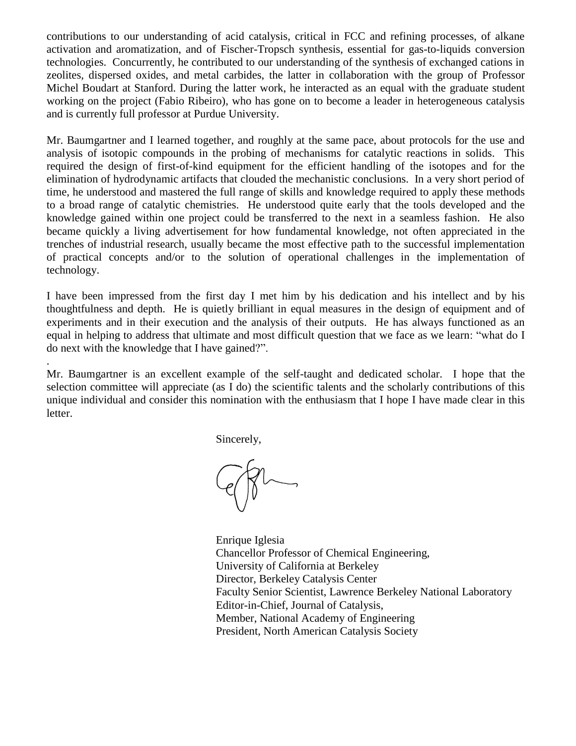contributions to our understanding of acid catalysis, critical in FCC and refining processes, of alkane activation and aromatization, and of Fischer-Tropsch synthesis, essential for gas-to-liquids conversion technologies. Concurrently, he contributed to our understanding of the synthesis of exchanged cations in zeolites, dispersed oxides, and metal carbides, the latter in collaboration with the group of Professor Michel Boudart at Stanford. During the latter work, he interacted as an equal with the graduate student working on the project (Fabio Ribeiro), who has gone on to become a leader in heterogeneous catalysis and is currently full professor at Purdue University.

Mr. Baumgartner and I learned together, and roughly at the same pace, about protocols for the use and analysis of isotopic compounds in the probing of mechanisms for catalytic reactions in solids. This required the design of first-of-kind equipment for the efficient handling of the isotopes and for the elimination of hydrodynamic artifacts that clouded the mechanistic conclusions. In a very short period of time, he understood and mastered the full range of skills and knowledge required to apply these methods to a broad range of catalytic chemistries. He understood quite early that the tools developed and the knowledge gained within one project could be transferred to the next in a seamless fashion. He also became quickly a living advertisement for how fundamental knowledge, not often appreciated in the trenches of industrial research, usually became the most effective path to the successful implementation of practical concepts and/or to the solution of operational challenges in the implementation of technology.

I have been impressed from the first day I met him by his dedication and his intellect and by his thoughtfulness and depth. He is quietly brilliant in equal measures in the design of equipment and of experiments and in their execution and the analysis of their outputs. He has always functioned as an equal in helping to address that ultimate and most difficult question that we face as we learn: "what do I do next with the knowledge that I have gained?".

.

Mr. Baumgartner is an excellent example of the self-taught and dedicated scholar. I hope that the selection committee will appreciate (as I do) the scientific talents and the scholarly contributions of this unique individual and consider this nomination with the enthusiasm that I hope I have made clear in this letter.

Sincerely,

Enrique Iglesia
Chancellor Professor of Chemical Engineering,
University of California at Berkeley
Director, Berkeley Catalysis Center
Faculty Senior Scientist, Lawrence Berkeley National Laboratory
Editor-in-Chief, Journal of Catalysis,
Member, National Academy of Engineering
President, North American Catalysis Society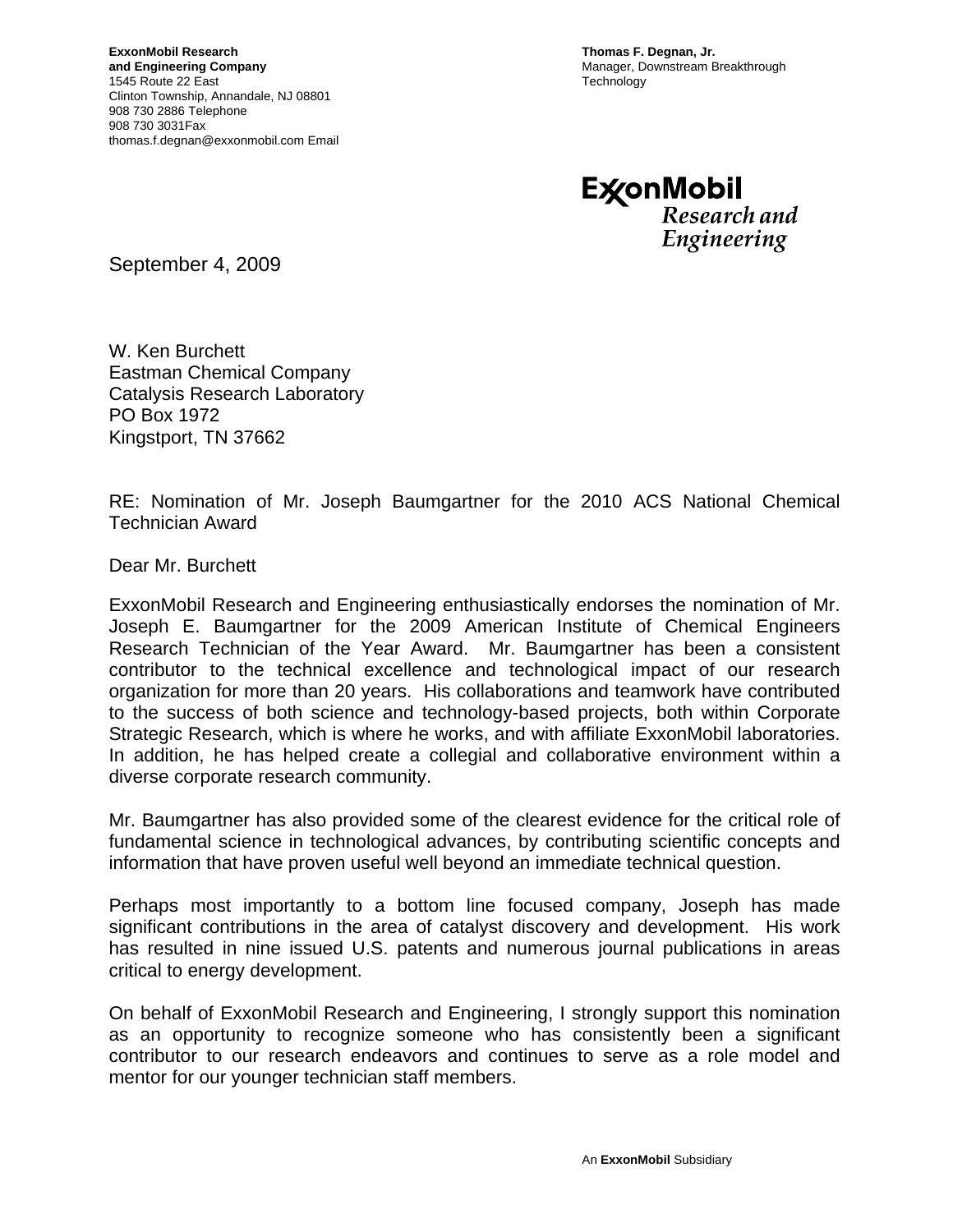**ExxonMobil Research and Engineering Company**
1545 Route 22 East
Clinton Township, Annandale, NJ 08801
908 730 2886 Telephone
908 730 3031Fax
thomas.f.degnan@exxonmobil.com Email

**Thomas F. Degnan, Jr.**
Manager, Downstream Breakthrough Technology

ExxonMobil
*Research and Engineering*

September 4, 2009

W. Ken Burchett
Eastman Chemical Company
Catalysis Research Laboratory
PO Box 1972
Kingstport, TN 37662

RE: Nomination of Mr. Joseph Baumgartner for the 2010 ACS National Chemical Technician Award

Dear Mr. Burchett

ExxonMobil Research and Engineering enthusiastically endorses the nomination of Mr. Joseph E. Baumgartner for the 2009 American Institute of Chemical Engineers Research Technician of the Year Award. Mr. Baumgartner has been a consistent contributor to the technical excellence and technological impact of our research organization for more than 20 years. His collaborations and teamwork have contributed to the success of both science and technology-based projects, both within Corporate Strategic Research, which is where he works, and with affiliate ExxonMobil laboratories. In addition, he has helped create a collegial and collaborative environment within a diverse corporate research community.

Mr. Baumgartner has also provided some of the clearest evidence for the critical role of fundamental science in technological advances, by contributing scientific concepts and information that have proven useful well beyond an immediate technical question.

Perhaps most importantly to a bottom line focused company, Joseph has made significant contributions in the area of catalyst discovery and development. His work has resulted in nine issued U.S. patents and numerous journal publications in areas critical to energy development.

On behalf of ExxonMobil Research and Engineering, I strongly support this nomination as an opportunity to recognize someone who has consistently been a significant contributor to our research endeavors and continues to serve as a role model and mentor for our younger technician staff members.

An **ExxonMobil** Subsidiary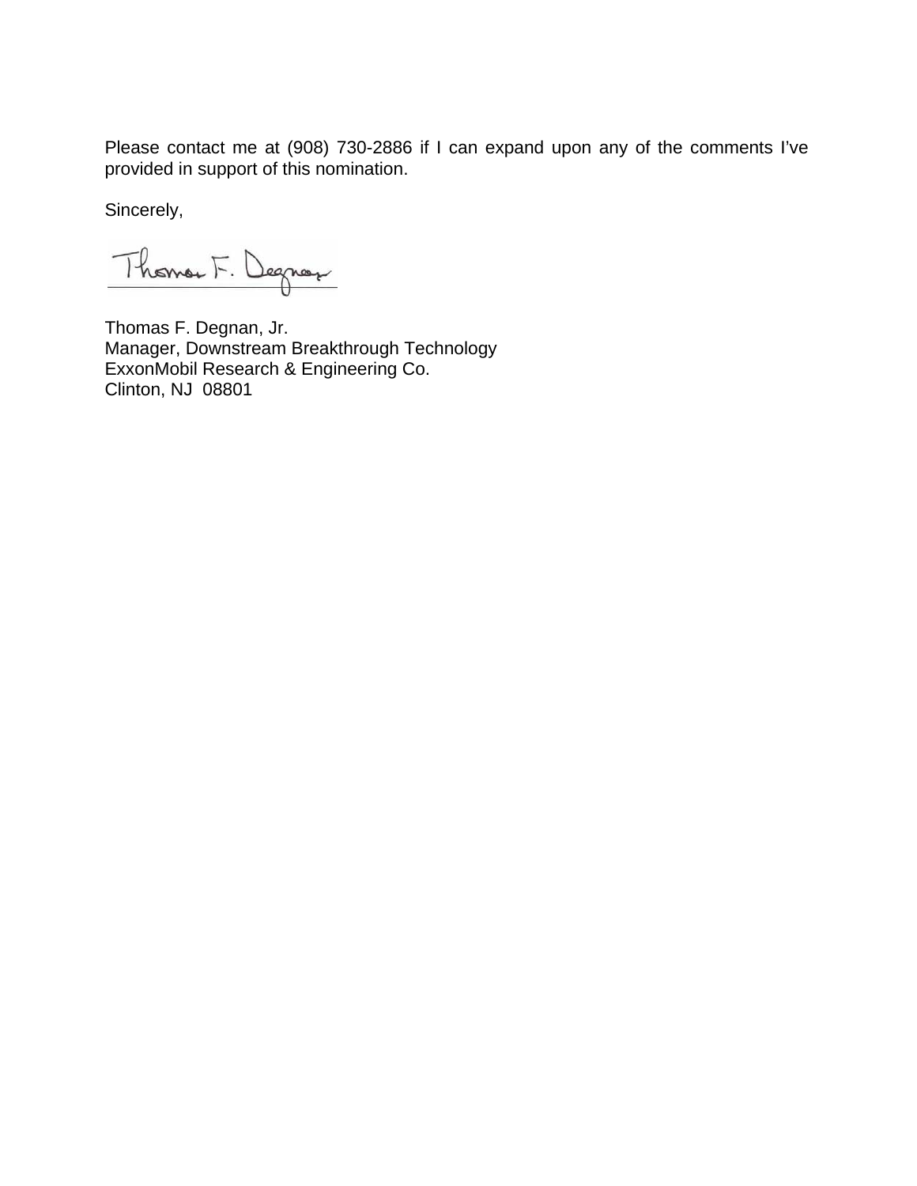Please contact me at (908) 730-2886 if I can expand upon any of the comments I've provided in support of this nomination.

Sincerely,

Thomas F. Degnan, Jr.
Manager, Downstream Breakthrough Technology
ExxonMobil Research & Engineering Co.
Clinton, NJ  08801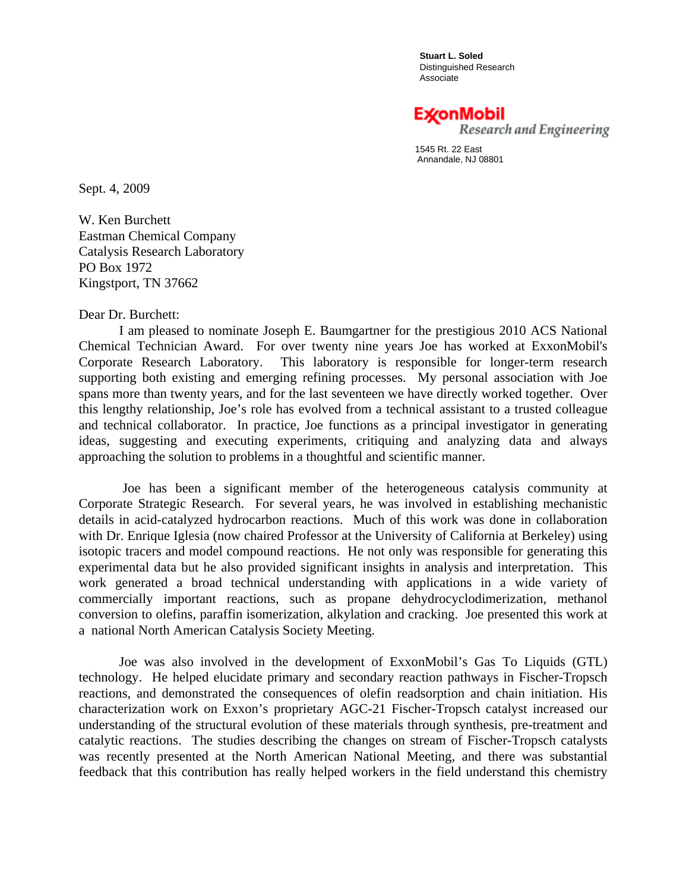**Stuart L. Soled**
Distinguished Research
Associate

ExxonMobil
*Research and Engineering*

1545 Rt. 22 East
Annandale, NJ 08801

Sept. 4, 2009

W. Ken Burchett
Eastman Chemical Company
Catalysis Research Laboratory
PO Box 1972
Kingstport, TN 37662

Dear Dr. Burchett:

I am pleased to nominate Joseph E. Baumgartner for the prestigious 2010 ACS National Chemical Technician Award. For over twenty nine years Joe has worked at ExxonMobil's Corporate Research Laboratory. This laboratory is responsible for longer-term research supporting both existing and emerging refining processes. My personal association with Joe spans more than twenty years, and for the last seventeen we have directly worked together. Over this lengthy relationship, Joe's role has evolved from a technical assistant to a trusted colleague and technical collaborator. In practice, Joe functions as a principal investigator in generating ideas, suggesting and executing experiments, critiquing and analyzing data and always approaching the solution to problems in a thoughtful and scientific manner.

Joe has been a significant member of the heterogeneous catalysis community at Corporate Strategic Research. For several years, he was involved in establishing mechanistic details in acid-catalyzed hydrocarbon reactions. Much of this work was done in collaboration with Dr. Enrique Iglesia (now chaired Professor at the University of California at Berkeley) using isotopic tracers and model compound reactions. He not only was responsible for generating this experimental data but he also provided significant insights in analysis and interpretation. This work generated a broad technical understanding with applications in a wide variety of commercially important reactions, such as propane dehydrocyclodimerization, methanol conversion to olefins, paraffin isomerization, alkylation and cracking. Joe presented this work at a national North American Catalysis Society Meeting.

Joe was also involved in the development of ExxonMobil's Gas To Liquids (GTL) technology. He helped elucidate primary and secondary reaction pathways in Fischer-Tropsch reactions, and demonstrated the consequences of olefin readsorption and chain initiation. His characterization work on Exxon's proprietary AGC-21 Fischer-Tropsch catalyst increased our understanding of the structural evolution of these materials through synthesis, pre-treatment and catalytic reactions. The studies describing the changes on stream of Fischer-Tropsch catalysts was recently presented at the North American National Meeting, and there was substantial feedback that this contribution has really helped workers in the field understand this chemistry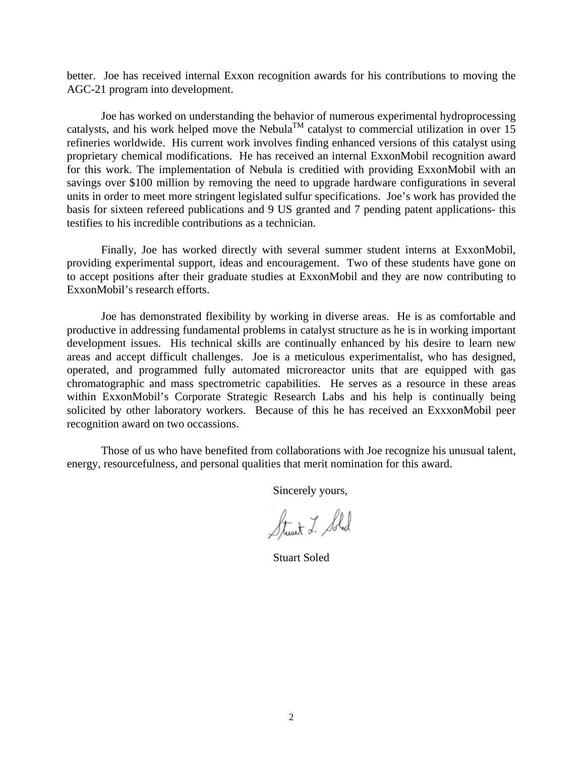better. Joe has received internal Exxon recognition awards for his contributions to moving the AGC-21 program into development.

Joe has worked on understanding the behavior of numerous experimental hydroprocessing catalysts, and his work helped move the Nebula™ catalyst to commercial utilization in over 15 refineries worldwide. His current work involves finding enhanced versions of this catalyst using proprietary chemical modifications. He has received an internal ExxonMobil recognition award for this work. The implementation of Nebula is creditied with providing ExxonMobil with an savings over $100 million by removing the need to upgrade hardware configurations in several units in order to meet more stringent legislated sulfur specifications. Joe's work has provided the basis for sixteen refereed publications and 9 US granted and 7 pending patent applications- this testifies to his incredible contributions as a technician.

Finally, Joe has worked directly with several summer student interns at ExxonMobil, providing experimental support, ideas and encouragement. Two of these students have gone on to accept positions after their graduate studies at ExxonMobil and they are now contributing to ExxonMobil's research efforts.

Joe has demonstrated flexibility by working in diverse areas. He is as comfortable and productive in addressing fundamental problems in catalyst structure as he is in working important development issues. His technical skills are continually enhanced by his desire to learn new areas and accept difficult challenges. Joe is a meticulous experimentalist, who has designed, operated, and programmed fully automated microreactor units that are equipped with gas chromatographic and mass spectrometric capabilities. He serves as a resource in these areas within ExxonMobil's Corporate Strategic Research Labs and his help is continually being solicited by other laboratory workers. Because of this he has received an ExxxonMobil peer recognition award on two occassions.

Those of us who have benefited from collaborations with Joe recognize his unusual talent, energy, resourcefulness, and personal qualities that merit nomination for this award.

Sincerely yours,

Stuart Soled